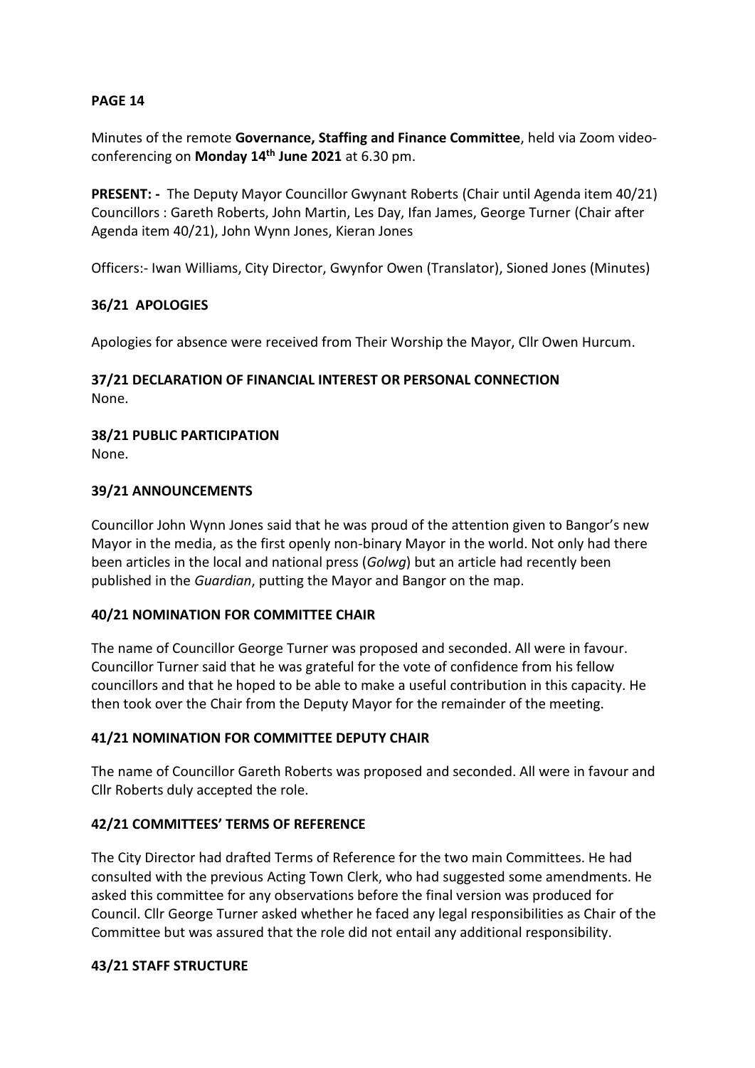**PAGE 14**

Minutes of the remote **Governance, Staffing and Finance Committee**, held via Zoom video-conferencing on **Monday 14th June 2021** at 6.30 pm.

**PRESENT: -** The Deputy Mayor Councillor Gwynant Roberts (Chair until Agenda item 40/21) Councillors : Gareth Roberts, John Martin, Les Day, Ifan James, George Turner (Chair after Agenda item 40/21), John Wynn Jones, Kieran Jones

Officers:- Iwan Williams, City Director, Gwynfor Owen (Translator), Sioned Jones (Minutes)

**36/21 APOLOGIES**

Apologies for absence were received from Their Worship the Mayor, Cllr Owen Hurcum.

**37/21 DECLARATION OF FINANCIAL INTEREST OR PERSONAL CONNECTION**

None.

**38/21 PUBLIC PARTICIPATION**

None.

**39/21 ANNOUNCEMENTS**

Councillor John Wynn Jones said that he was proud of the attention given to Bangor's new Mayor in the media, as the first openly non-binary Mayor in the world. Not only had there been articles in the local and national press (*Golwg*) but an article had recently been published in the *Guardian*, putting the Mayor and Bangor on the map.

**40/21 NOMINATION FOR COMMITTEE CHAIR**

The name of Councillor George Turner was proposed and seconded. All were in favour. Councillor Turner said that he was grateful for the vote of confidence from his fellow councillors and that he hoped to be able to make a useful contribution in this capacity. He then took over the Chair from the Deputy Mayor for the remainder of the meeting.

**41/21 NOMINATION FOR COMMITTEE DEPUTY CHAIR**

The name of Councillor Gareth Roberts was proposed and seconded. All were in favour and Cllr Roberts duly accepted the role.

**42/21 COMMITTEES' TERMS OF REFERENCE**

The City Director had drafted Terms of Reference for the two main Committees. He had consulted with the previous Acting Town Clerk, who had suggested some amendments. He asked this committee for any observations before the final version was produced for Council. Cllr George Turner asked whether he faced any legal responsibilities as Chair of the Committee but was assured that the role did not entail any additional responsibility.

**43/21 STAFF STRUCTURE**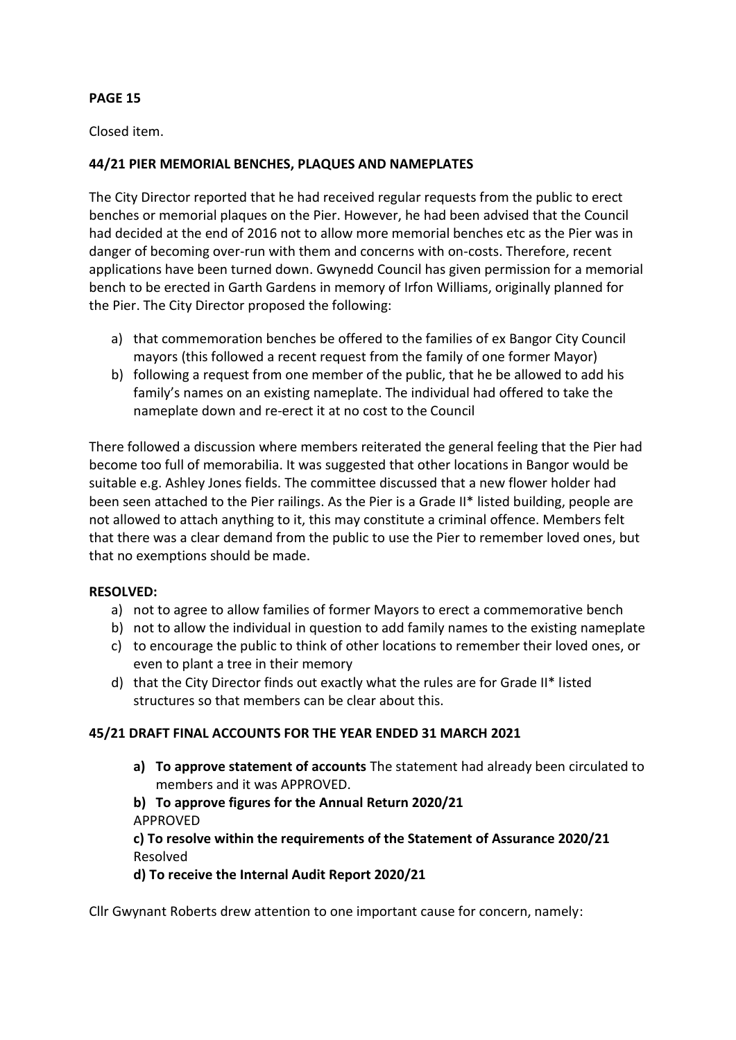**PAGE 15**

Closed item.

**44/21 PIER MEMORIAL BENCHES, PLAQUES AND NAMEPLATES**

The City Director reported that he had received regular requests from the public to erect benches or memorial plaques on the Pier. However, he had been advised that the Council had decided at the end of 2016 not to allow more memorial benches etc as the Pier was in danger of becoming over-run with them and concerns with on-costs. Therefore, recent applications have been turned down. Gwynedd Council has given permission for a memorial bench to be erected in Garth Gardens in memory of Irfon Williams, originally planned for the Pier. The City Director proposed the following:

a) that commemoration benches be offered to the families of ex Bangor City Council mayors (this followed a recent request from the family of one former Mayor)
b) following a request from one member of the public, that he be allowed to add his family's names on an existing nameplate. The individual had offered to take the nameplate down and re-erect it at no cost to the Council

There followed a discussion where members reiterated the general feeling that the Pier had become too full of memorabilia. It was suggested that other locations in Bangor would be suitable e.g. Ashley Jones fields. The committee discussed that a new flower holder had been seen attached to the Pier railings. As the Pier is a Grade II* listed building, people are not allowed to attach anything to it, this may constitute a criminal offence. Members felt that there was a clear demand from the public to use the Pier to remember loved ones, but that no exemptions should be made.

**RESOLVED:**

a) not to agree to allow families of former Mayors to erect a commemorative bench
b) not to allow the individual in question to add family names to the existing nameplate
c) to encourage the public to think of other locations to remember their loved ones, or even to plant a tree in their memory
d) that the City Director finds out exactly what the rules are for Grade II* listed structures so that members can be clear about this.

**45/21 DRAFT FINAL ACCOUNTS FOR THE YEAR ENDED 31 MARCH 2021**

a) **To approve statement of accounts** The statement had already been circulated to members and it was APPROVED.
b) **To approve figures for the Annual Return 2020/21**
APPROVED
c) **To resolve within the requirements of the Statement of Assurance 2020/21**
Resolved
d) **To receive the Internal Audit Report 2020/21**

Cllr Gwynant Roberts drew attention to one important cause for concern, namely: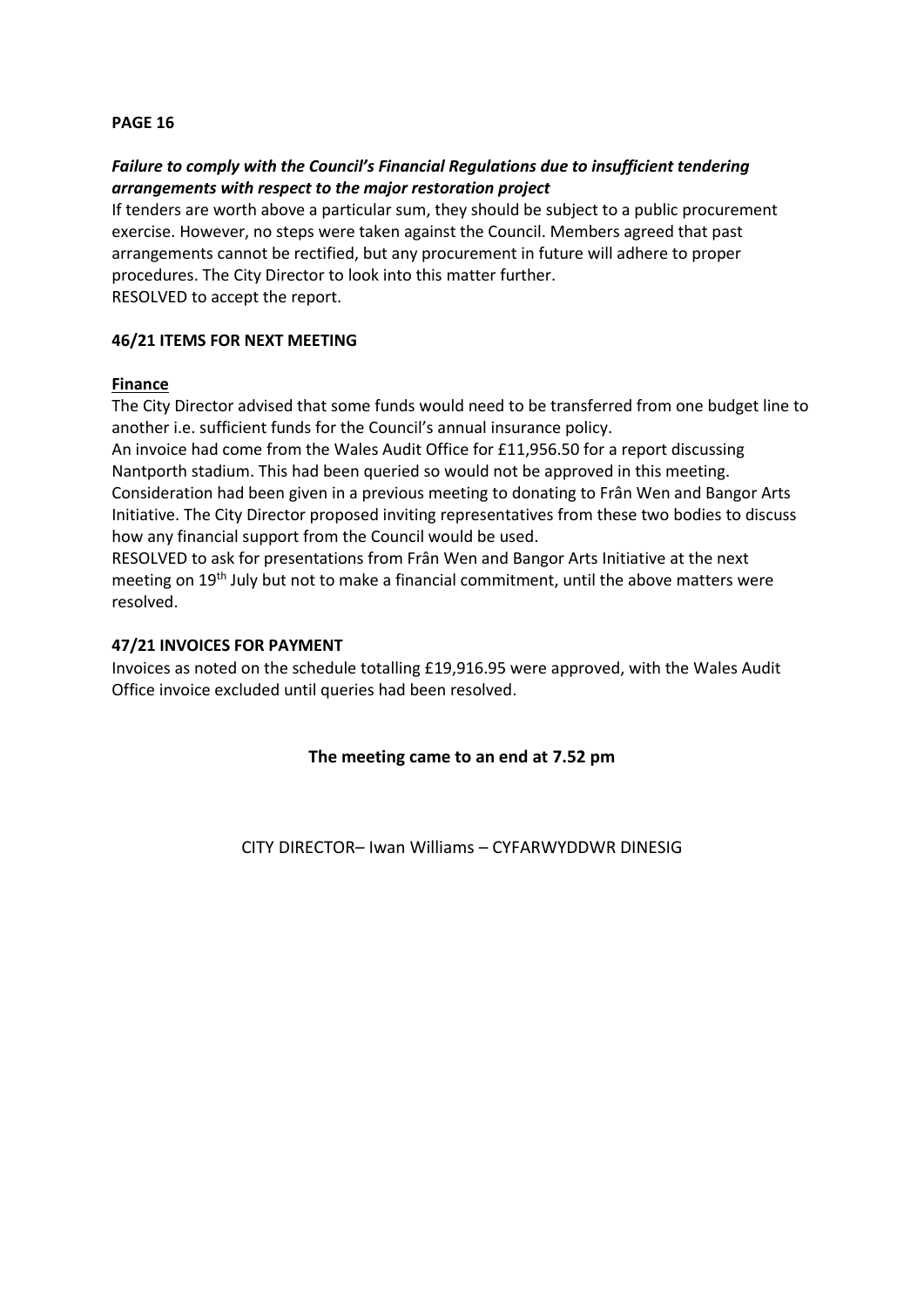**PAGE 16**

***Failure to comply with the Council's Financial Regulations due to insufficient tendering arrangements with respect to the major restoration project***

If tenders are worth above a particular sum, they should be subject to a public procurement exercise. However, no steps were taken against the Council. Members agreed that past arrangements cannot be rectified, but any procurement in future will adhere to proper procedures. The City Director to look into this matter further.
RESOLVED to accept the report.

**46/21 ITEMS FOR NEXT MEETING**

**Finance**

The City Director advised that some funds would need to be transferred from one budget line to another i.e. sufficient funds for the Council's annual insurance policy.
An invoice had come from the Wales Audit Office for £11,956.50 for a report discussing Nantporth stadium. This had been queried so would not be approved in this meeting.
Consideration had been given in a previous meeting to donating to Frân Wen and Bangor Arts Initiative. The City Director proposed inviting representatives from these two bodies to discuss how any financial support from the Council would be used.
RESOLVED to ask for presentations from Frân Wen and Bangor Arts Initiative at the next meeting on 19th July but not to make a financial commitment, until the above matters were resolved.

**47/21 INVOICES FOR PAYMENT**

Invoices as noted on the schedule totalling £19,916.95 were approved, with the Wales Audit Office invoice excluded until queries had been resolved.

**The meeting came to an end at 7.52 pm**

CITY DIRECTOR– Iwan Williams – CYFARWYDDWR DINESIG